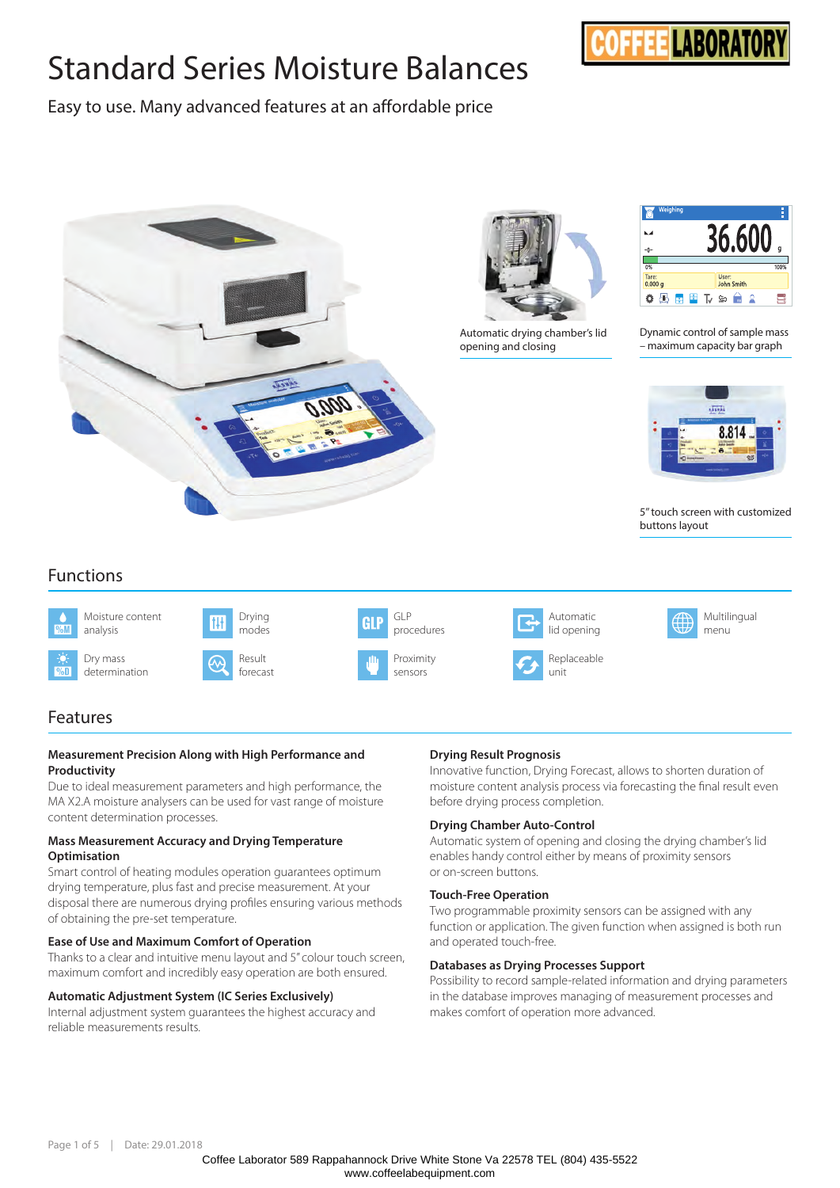# Standard Series Moisture Balances

Easy to use. Many advanced features at an affordable price

Automatic drying chamber's lid opening and closing

Dynamic control of sample mass – maximum capacity bar graph

5" touch screen with customized buttons layout

## Functions

- Moisture content analysis
- Drying modes
- GLP procedures
- Automatic lid opening
- Multilingual menu
- Dry mass determination
- Result forecast
- Proximity sensors
- Replaceable unit

## Features

**Measurement Precision Along with High Performance and Productivity**

Due to ideal measurement parameters and high performance, the MA X2.A moisture analysers can be used for vast range of moisture content determination processes.

**Mass Measurement Accuracy and Drying Temperature Optimisation**

Smart control of heating modules operation guarantees optimum drying temperature, plus fast and precise measurement. At your disposal there are numerous drying profiles ensuring various methods of obtaining the pre-set temperature.

**Ease of Use and Maximum Comfort of Operation**

Thanks to a clear and intuitive menu layout and 5" colour touch screen, maximum comfort and incredibly easy operation are both ensured.

**Automatic Adjustment System (IC Series Exclusively)**

Internal adjustment system guarantees the highest accuracy and reliable measurements results.

**Drying Result Prognosis**

Innovative function, Drying Forecast, allows to shorten duration of moisture content analysis process via forecasting the final result even before drying process completion.

**Drying Chamber Auto-Control**

Automatic system of opening and closing the drying chamber's lid enables handy control either by means of proximity sensors or on-screen buttons.

**Touch-Free Operation**

Two programmable proximity sensors can be assigned with any function or application. The given function when assigned is both run and operated touch-free.

**Databases as Drying Processes Support**

Possibility to record sample-related information and drying parameters in the database improves managing of measurement processes and makes comfort of operation more advanced.

Date: 29.01.2018

Coffee Laborator 589 Rappahannock Drive White Stone Va 22578 TEL (804) 435-5522
www.coffeelabequipment.com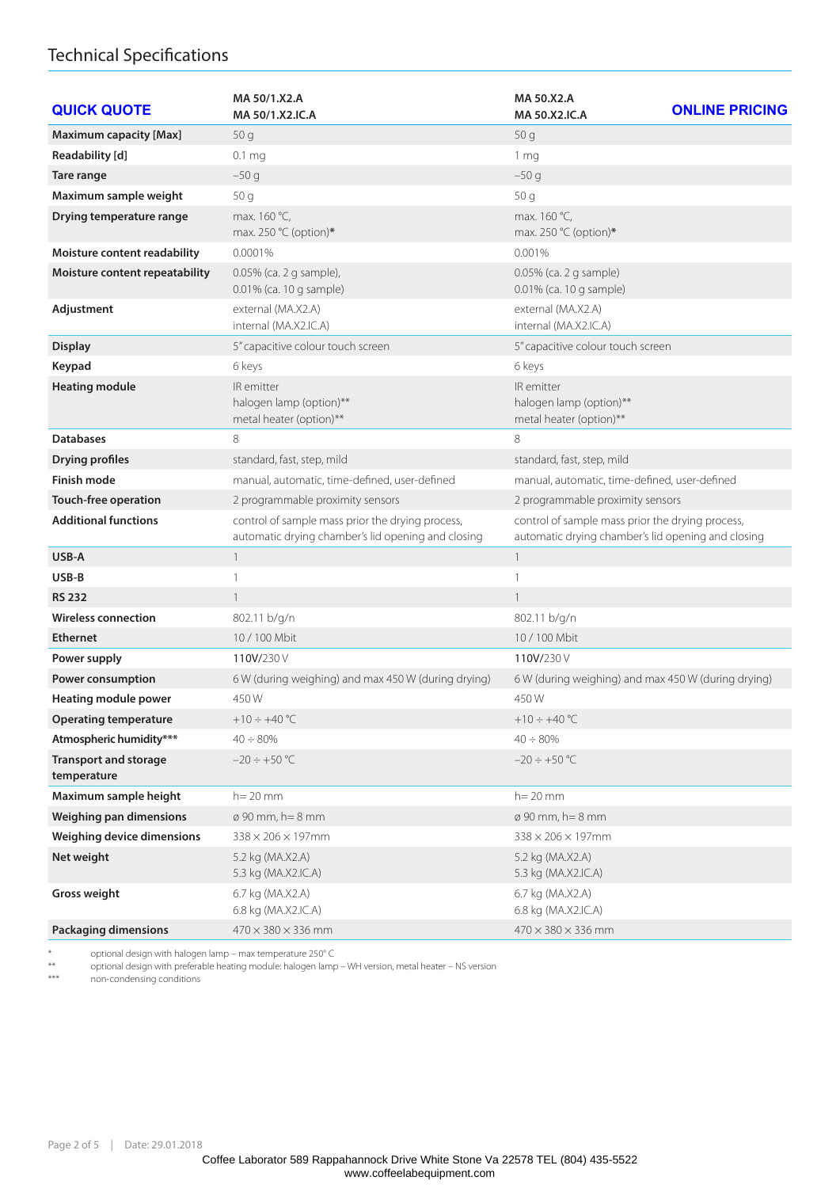## Technical Specifications

| QUICK QUOTE | MA 50/1.X2.A<br>MA 50/1.X2.IC.A | MA 50.X2.A<br>MA 50.X2.IC.A — ONLINE PRICING |
|---|---|---|
| **Maximum capacity [Max]** | 50 g | 50 g |
| **Readability [d]** | 0.1 mg | 1 mg |
| **Tare range** | −50 g | −50 g |
| **Maximum sample weight** | 50 g | 50 g |
| **Drying temperature range** | max. 160 °C,<br>max. 250 °C (option)* | max. 160 °C,<br>max. 250 °C (option)* |
| **Moisture content readability** | 0.0001% | 0.001% |
| **Moisture content repeatability** | 0.05% (ca. 2 g sample),<br>0.01% (ca. 10 g sample) | 0.05% (ca. 2 g sample)<br>0.01% (ca. 10 g sample) |
| **Adjustment** | external (MA.X2.A)<br>internal (MA.X2.IC.A) | external (MA.X2.A)<br>internal (MA.X2.IC.A) |
| **Display** | 5" capacitive colour touch screen | 5" capacitive colour touch screen |
| **Keypad** | 6 keys | 6 keys |
| **Heating module** | IR emitter<br>halogen lamp (option)**<br>metal heater (option)** | IR emitter<br>halogen lamp (option)**<br>metal heater (option)** |
| **Databases** | 8 | 8 |
| **Drying profiles** | standard, fast, step, mild | standard, fast, step, mild |
| **Finish mode** | manual, automatic, time-defined, user-defined | manual, automatic, time-defined, user-defined |
| **Touch-free operation** | 2 programmable proximity sensors | 2 programmable proximity sensors |
| **Additional functions** | control of sample mass prior the drying process,<br>automatic drying chamber's lid opening and closing | control of sample mass prior the drying process,<br>automatic drying chamber's lid opening and closing |
| **USB-A** | 1 | 1 |
| **USB-B** | 1 | 1 |
| **RS 232** | 1 | 1 |
| **Wireless connection** | 802.11 b/g/n | 802.11 b/g/n |
| **Ethernet** | 10 / 100 Mbit | 10 / 100 Mbit |
| **Power supply** | 110V/230 V | 110V/230 V |
| **Power consumption** | 6 W (during weighing) and max 450 W (during drying) | 6 W (during weighing) and max 450 W (during drying) |
| **Heating module power** | 450 W | 450 W |
| **Operating temperature** | +10 ÷ +40 °C | +10 ÷ +40 °C |
| **Atmospheric humidity*** ** | 40 ÷ 80% | 40 ÷ 80% |
| **Transport and storage temperature** | −20 ÷ +50 °C | −20 ÷ +50 °C |
| **Maximum sample height** | h= 20 mm | h= 20 mm |
| **Weighing pan dimensions** | ø 90 mm, h= 8 mm | ø 90 mm, h= 8 mm |
| **Weighing device dimensions** | 338 × 206 × 197mm | 338 × 206 × 197mm |
| **Net weight** | 5.2 kg (MA.X2.A)<br>5.3 kg (MA.X2.IC.A) | 5.2 kg (MA.X2.A)<br>5.3 kg (MA.X2.IC.A) |
| **Gross weight** | 6.7 kg (MA.X2.A)<br>6.8 kg (MA.X2.IC.A) | 6.7 kg (MA.X2.A)<br>6.8 kg (MA.X2.IC.A) |
| **Packaging dimensions** | 470 × 380 × 336 mm | 470 × 380 × 336 mm |

\* optional design with halogen lamp – max temperature 250° C

\** optional design with preferable heating module: halogen lamp – WH version, metal heater – NS version

\*** non-condensing conditions

Coffee Laborator 589 Rappahannock Drive White Stone Va 22578 TEL (804) 435-5522
www.coffeelabequipment.com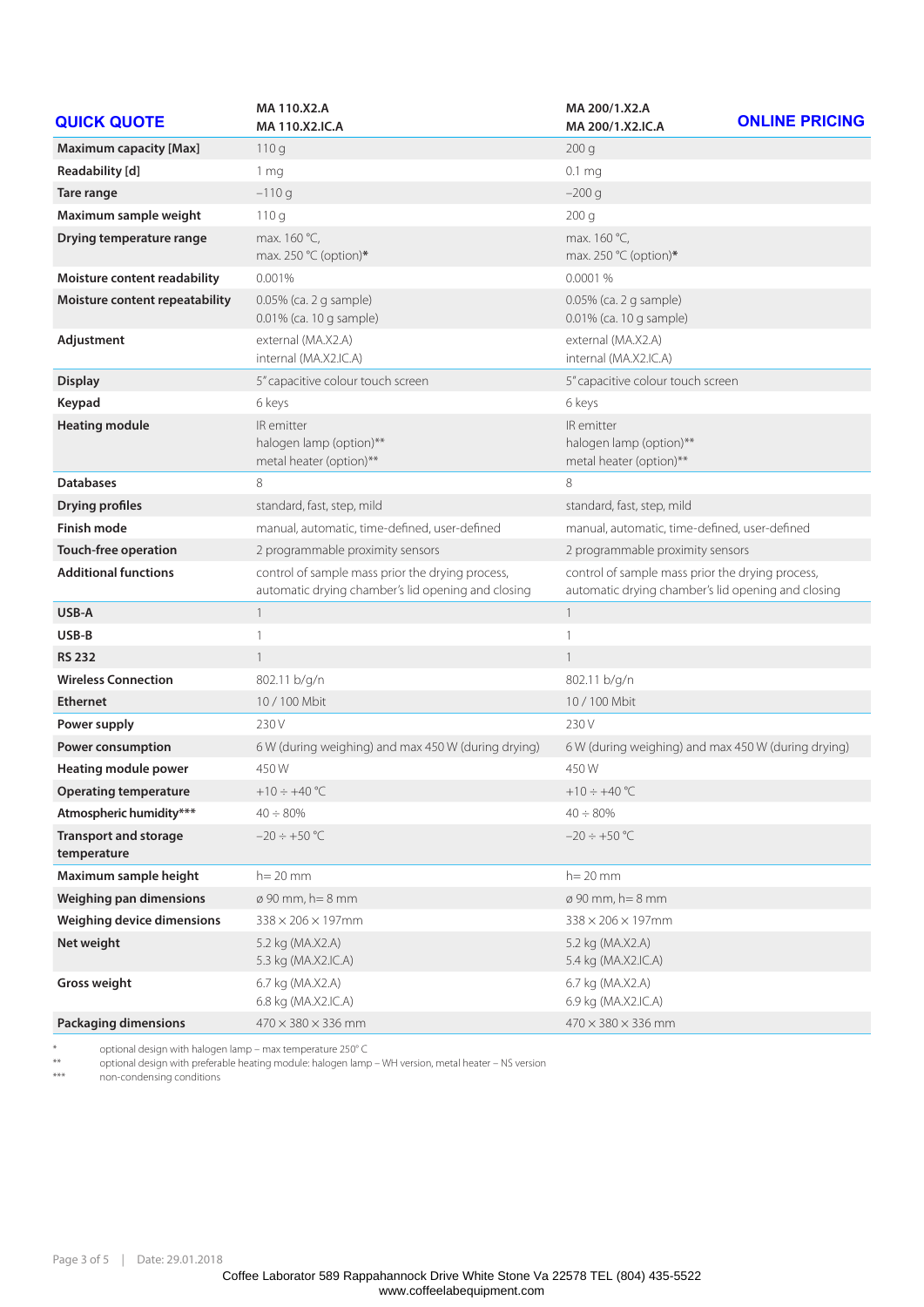| QUICK QUOTE | MA 110.X2.A<br>MA 110.X2.IC.A | MA 200/1.X2.A<br>MA 200/1.X2.IC.A ONLINE PRICING |
|---|---|---|
| **Maximum capacity [Max]** | 110 g | 200 g |
| **Readability [d]** | 1 mg | 0.1 mg |
| **Tare range** | −110 g | −200 g |
| **Maximum sample weight** | 110 g | 200 g |
| **Drying temperature range** | max. 160 °C,<br>max. 250 °C (option)* | max. 160 °C,<br>max. 250 °C (option)* |
| **Moisture content readability** | 0.001% | 0.0001 % |
| **Moisture content repeatability** | 0.05% (ca. 2 g sample)<br>0.01% (ca. 10 g sample) | 0.05% (ca. 2 g sample)<br>0.01% (ca. 10 g sample) |
| **Adjustment** | external (MA.X2.A)<br>internal (MA.X2.IC.A) | external (MA.X2.A)<br>internal (MA.X2.IC.A) |
| **Display** | 5" capacitive colour touch screen | 5" capacitive colour touch screen |
| **Keypad** | 6 keys | 6 keys |
| **Heating module** | IR emitter<br>halogen lamp (option)**<br>metal heater (option)** | IR emitter<br>halogen lamp (option)**<br>metal heater (option)** |
| **Databases** | 8 | 8 |
| **Drying profiles** | standard, fast, step, mild | standard, fast, step, mild |
| **Finish mode** | manual, automatic, time-defined, user-defined | manual, automatic, time-defined, user-defined |
| **Touch-free operation** | 2 programmable proximity sensors | 2 programmable proximity sensors |
| **Additional functions** | control of sample mass prior the drying process, automatic drying chamber's lid opening and closing | control of sample mass prior the drying process, automatic drying chamber's lid opening and closing |
| **USB-A** | 1 | 1 |
| **USB-B** | 1 | 1 |
| **RS 232** | 1 | 1 |
| **Wireless Connection** | 802.11 b/g/n | 802.11 b/g/n |
| **Ethernet** | 10 / 100 Mbit | 10 / 100 Mbit |
| **Power supply** | 230 V | 230 V |
| **Power consumption** | 6 W (during weighing) and max 450 W (during drying) | 6 W (during weighing) and max 450 W (during drying) |
| **Heating module power** | 450 W | 450 W |
| **Operating temperature** | +10 ÷ +40 °C | +10 ÷ +40 °C |
| **Atmospheric humidity*** ** | 40 ÷ 80% | 40 ÷ 80% |
| **Transport and storage temperature** | −20 ÷ +50 °C | −20 ÷ +50 °C |
| **Maximum sample height** | h= 20 mm | h= 20 mm |
| **Weighing pan dimensions** | ø 90 mm, h= 8 mm | ø 90 mm, h= 8 mm |
| **Weighing device dimensions** | 338 × 206 × 197mm | 338 × 206 × 197mm |
| **Net weight** | 5.2 kg (MA.X2.A)<br>5.3 kg (MA.X2.IC.A) | 5.2 kg (MA.X2.A)<br>5.4 kg (MA.X2.IC.A) |
| **Gross weight** | 6.7 kg (MA.X2.A)<br>6.8 kg (MA.X2.IC.A) | 6.7 kg (MA.X2.A)<br>6.9 kg (MA.X2.IC.A) |
| **Packaging dimensions** | 470 × 380 × 336 mm | 470 × 380 × 336 mm |

\* optional design with halogen lamp – max temperature 250° C

\*\* optional design with preferable heating module: halogen lamp – WH version, metal heater – NS version

\*\*\* non-condensing conditions

Date: 29.01.2018

Coffee Laborator 589 Rappahannock Drive White Stone Va 22578 TEL (804) 435-5522
www.coffeelabequipment.com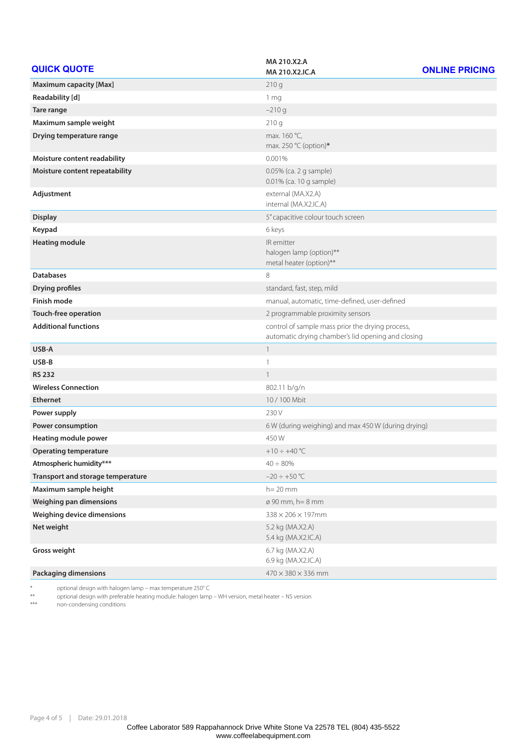| QUICK QUOTE | MA 210.X2.A<br>MA 210.X2.IC.A | ONLINE PRICING |
|---|---|---|
| **Maximum capacity [Max]** | 210 g | |
| **Readability [d]** | 1 mg | |
| **Tare range** | −210 g | |
| **Maximum sample weight** | 210 g | |
| **Drying temperature range** | max. 160 °C,<br>max. 250 °C (option)* | |
| **Moisture content readability** | 0.001% | |
| **Moisture content repeatability** | 0.05% (ca. 2 g sample)<br>0.01% (ca. 10 g sample) | |
| **Adjustment** | external (MA.X2.A)<br>internal (MA.X2.IC.A) | |
| **Display** | 5" capacitive colour touch screen | |
| **Keypad** | 6 keys | |
| **Heating module** | IR emitter<br>halogen lamp (option)**<br>metal heater (option)** | |
| **Databases** | 8 | |
| **Drying profiles** | standard, fast, step, mild | |
| **Finish mode** | manual, automatic, time-defined, user-defined | |
| **Touch-free operation** | 2 programmable proximity sensors | |
| **Additional functions** | control of sample mass prior the drying process,<br>automatic drying chamber's lid opening and closing | |
| **USB-A** | 1 | |
| **USB-B** | 1 | |
| **RS 232** | 1 | |
| **Wireless Connection** | 802.11 b/g/n | |
| **Ethernet** | 10 / 100 Mbit | |
| **Power supply** | 230 V | |
| **Power consumption** | 6 W (during weighing) and max 450 W (during drying) | |
| **Heating module power** | 450 W | |
| **Operating temperature** | +10 ÷ +40 °C | |
| **Atmospheric humidity*** ** | 40 ÷ 80% | |
| **Transport and storage temperature** | −20 ÷ +50 °C | |
| **Maximum sample height** | h= 20 mm | |
| **Weighing pan dimensions** | ø 90 mm, h= 8 mm | |
| **Weighing device dimensions** | 338 × 206 × 197mm | |
| **Net weight** | 5.2 kg (MA.X2.A)<br>5.4 kg (MA.X2.IC.A) | |
| **Gross weight** | 6.7 kg (MA.X2.A)<br>6.9 kg (MA.X2.IC.A) | |
| **Packaging dimensions** | 470 × 380 × 336 mm | |

\* optional design with halogen lamp – max temperature 250° C

\*\* optional design with preferable heating module: halogen lamp – WH version, metal heater – NS version

\*\*\* non-condensing conditions

Coffee Laborator 589 Rappahannock Drive White Stone Va 22578 TEL (804) 435-5522
www.coffeelabequipment.com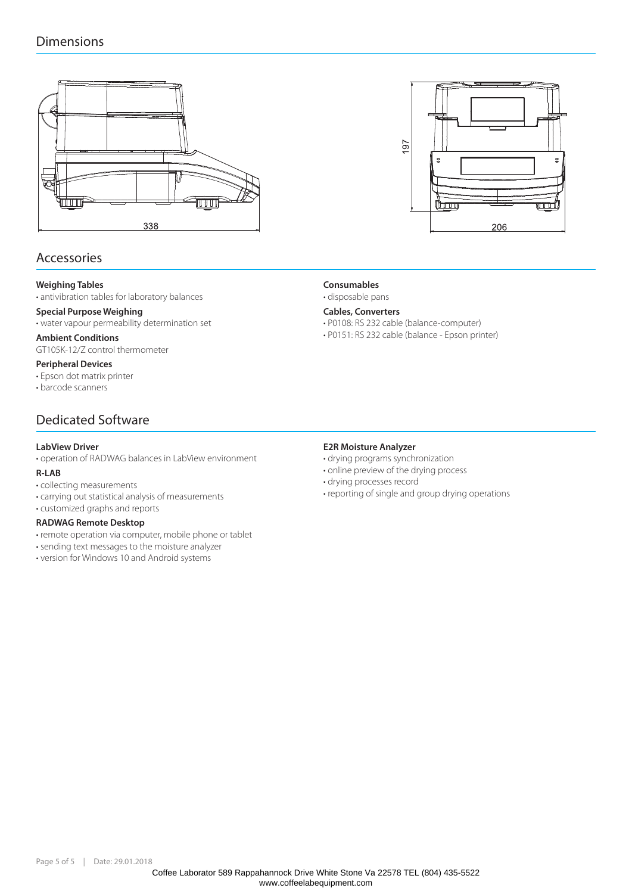## Dimensions

338

197

206

## Accessories

**Weighing Tables**
- antivibration tables for laboratory balances

**Special Purpose Weighing**
- water vapour permeability determination set

**Ambient Conditions**
GT105K-12/Z control thermometer

**Peripheral Devices**
- Epson dot matrix printer
- barcode scanners

**Consumables**
- disposable pans

**Cables, Converters**
- P0108: RS 232 cable (balance-computer)
- P0151: RS 232 cable (balance - Epson printer)

## Dedicated Software

**LabView Driver**
- operation of RADWAG balances in LabView environment

**R-LAB**
- collecting measurements
- carrying out statistical analysis of measurements
- customized graphs and reports

**RADWAG Remote Desktop**
- remote operation via computer, mobile phone or tablet
- sending text messages to the moisture analyzer
- version for Windows 10 and Android systems

**E2R Moisture Analyzer**
- drying programs synchronization
- online preview of the drying process
- drying processes record
- reporting of single and group drying operations